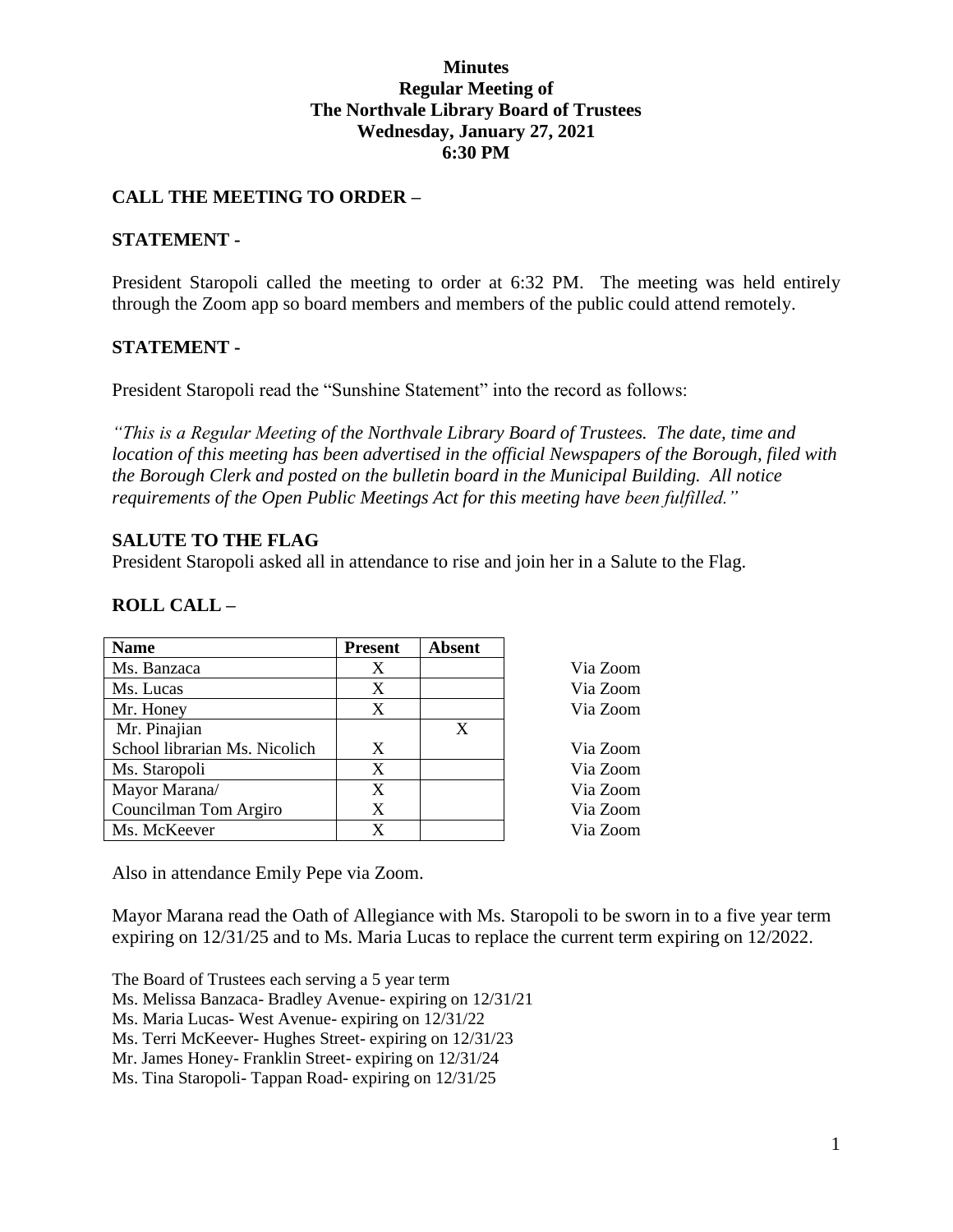**Minutes**
**Regular Meeting of**
**The Northvale Library Board of Trustees**
**Wednesday, January 27, 2021**
**6:30 PM**

## CALL THE MEETING TO ORDER –

## STATEMENT -

President Staropoli called the meeting to order at 6:32 PM. The meeting was held entirely through the Zoom app so board members and members of the public could attend remotely.

## STATEMENT -

President Staropoli read the "Sunshine Statement" into the record as follows:

*"This is a Regular Meeting of the Northvale Library Board of Trustees. The date, time and location of this meeting has been advertised in the official Newspapers of the Borough, filed with the Borough Clerk and posted on the bulletin board in the Municipal Building. All notice requirements of the Open Public Meetings Act for this meeting have been fulfilled."*

## SALUTE TO THE FLAG

President Staropoli asked all in attendance to rise and join her in a Salute to the Flag.

## ROLL CALL –

| Name | Present | Absent | |
|---|---|---|---|
| Ms. Banzaca | X | | Via Zoom |
| Ms. Lucas | X | | Via Zoom |
| Mr. Honey | X | | Via Zoom |
| Mr. Pinajian | | X | |
| School librarian Ms. Nicolich | X | | Via Zoom |
| Ms. Staropoli | X | | Via Zoom |
| Mayor Marana/ | X | | Via Zoom |
| Councilman Tom Argiro | X | | Via Zoom |
| Ms. McKeever | X | | Via Zoom |

Also in attendance Emily Pepe via Zoom.

Mayor Marana read the Oath of Allegiance with Ms. Staropoli to be sworn in to a five year term expiring on 12/31/25 and to Ms. Maria Lucas to replace the current term expiring on 12/2022.

The Board of Trustees each serving a 5 year term
Ms. Melissa Banzaca- Bradley Avenue- expiring on 12/31/21
Ms. Maria Lucas- West Avenue- expiring on 12/31/22
Ms. Terri McKeever- Hughes Street- expiring on 12/31/23
Mr. James Honey- Franklin Street- expiring on 12/31/24
Ms. Tina Staropoli- Tappan Road- expiring on 12/31/25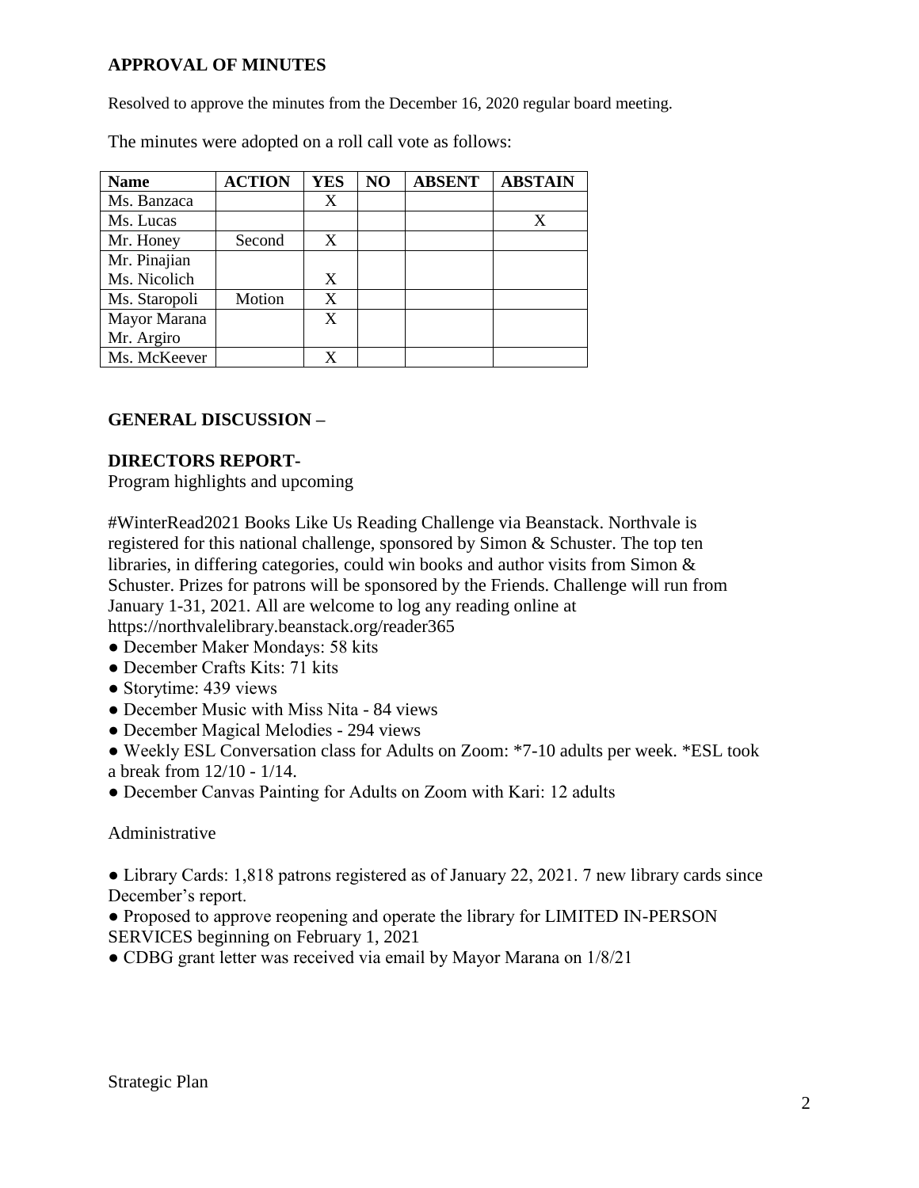## APPROVAL OF MINUTES

Resolved to approve the minutes from the December 16, 2020 regular board meeting.

The minutes were adopted on a roll call vote as follows:

| Name | ACTION | YES | NO | ABSENT | ABSTAIN |
|---|---|---|---|---|---|
| Ms. Banzaca | | X | | | |
| Ms. Lucas | | | | | X |
| Mr. Honey | Second | X | | | |
| Mr. Pinajian<br>Ms. Nicolich | | X | | | |
| Ms. Staropoli | Motion | X | | | |
| Mayor Marana<br>Mr. Argiro | | X | | | |
| Ms. McKeever | | X | | | |

## GENERAL DISCUSSION –

## DIRECTORS REPORT-

Program highlights and upcoming

#WinterRead2021 Books Like Us Reading Challenge via Beanstack. Northvale is registered for this national challenge, sponsored by Simon & Schuster. The top ten libraries, in differing categories, could win books and author visits from Simon & Schuster. Prizes for patrons will be sponsored by the Friends. Challenge will run from January 1-31, 2021. All are welcome to log any reading online at https://northvalelibrary.beanstack.org/reader365

- December Maker Mondays: 58 kits
- December Crafts Kits: 71 kits
- Storytime: 439 views
- December Music with Miss Nita - 84 views
- December Magical Melodies - 294 views
- Weekly ESL Conversation class for Adults on Zoom: *7-10 adults per week. *ESL took a break from 12/10 - 1/14.
- December Canvas Painting for Adults on Zoom with Kari: 12 adults

Administrative

- Library Cards: 1,818 patrons registered as of January 22, 2021. 7 new library cards since December's report.
- Proposed to approve reopening and operate the library for LIMITED IN-PERSON SERVICES beginning on February 1, 2021
- CDBG grant letter was received via email by Mayor Marana on 1/8/21

Strategic Plan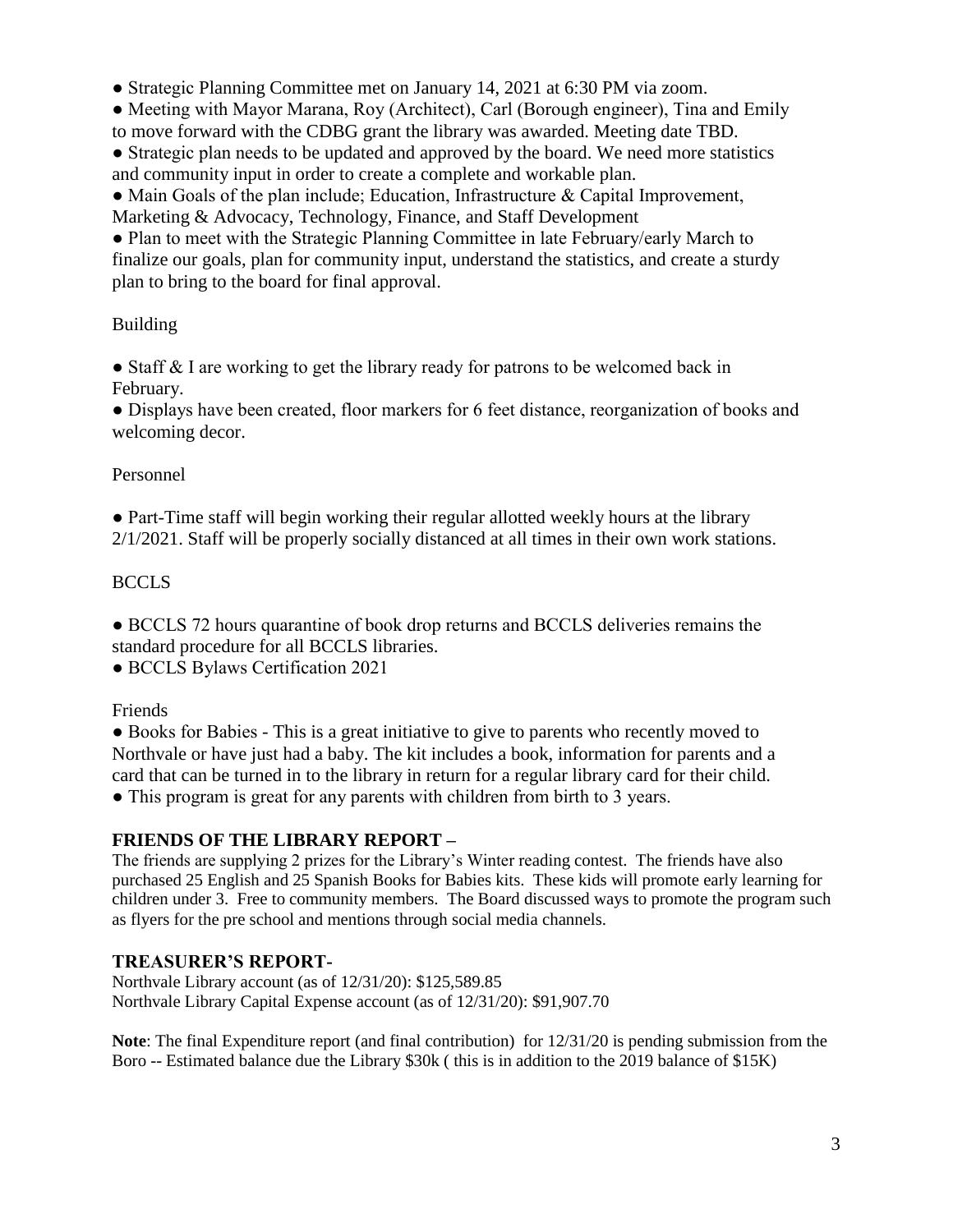- Strategic Planning Committee met on January 14, 2021 at 6:30 PM via zoom.
- Meeting with Mayor Marana, Roy (Architect), Carl (Borough engineer), Tina and Emily to move forward with the CDBG grant the library was awarded. Meeting date TBD.
- Strategic plan needs to be updated and approved by the board. We need more statistics and community input in order to create a complete and workable plan.
- Main Goals of the plan include; Education, Infrastructure & Capital Improvement, Marketing & Advocacy, Technology, Finance, and Staff Development
- Plan to meet with the Strategic Planning Committee in late February/early March to finalize our goals, plan for community input, understand the statistics, and create a sturdy plan to bring to the board for final approval.

Building

- Staff & I are working to get the library ready for patrons to be welcomed back in February.
- Displays have been created, floor markers for 6 feet distance, reorganization of books and welcoming decor.

Personnel

- Part-Time staff will begin working their regular allotted weekly hours at the library 2/1/2021. Staff will be properly socially distanced at all times in their own work stations.

BCCLS

- BCCLS 72 hours quarantine of book drop returns and BCCLS deliveries remains the standard procedure for all BCCLS libraries.
- BCCLS Bylaws Certification 2021

Friends

- Books for Babies - This is a great initiative to give to parents who recently moved to Northvale or have just had a baby. The kit includes a book, information for parents and a card that can be turned in to the library in return for a regular library card for their child.
- This program is great for any parents with children from birth to 3 years.

## FRIENDS OF THE LIBRARY REPORT –

The friends are supplying 2 prizes for the Library's Winter reading contest. The friends have also purchased 25 English and 25 Spanish Books for Babies kits. These kids will promote early learning for children under 3. Free to community members. The Board discussed ways to promote the program such as flyers for the pre school and mentions through social media channels.

## TREASURER'S REPORT-

Northvale Library account (as of 12/31/20): $125,589.85
Northvale Library Capital Expense account (as of 12/31/20): $91,907.70

**Note**: The final Expenditure report (and final contribution) for 12/31/20 is pending submission from the Boro -- Estimated balance due the Library $30k ( this is in addition to the 2019 balance of $15K)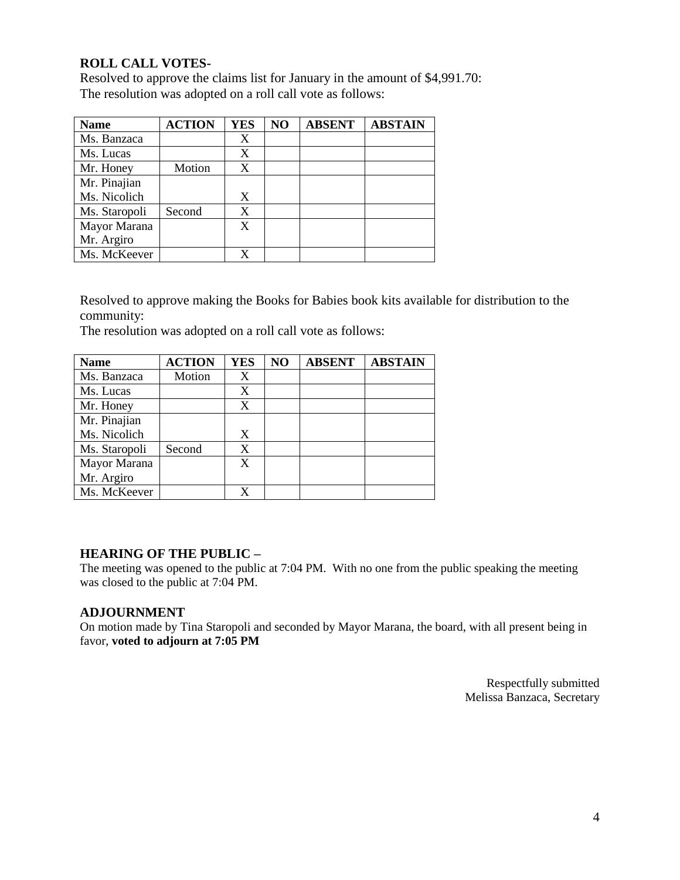**ROLL CALL VOTES-**

Resolved to approve the claims list for January in the amount of $4,991.70:
The resolution was adopted on a roll call vote as follows:

| Name | ACTION | YES | NO | ABSENT | ABSTAIN |
|---|---|---|---|---|---|
| Ms. Banzaca | | X | | | |
| Ms. Lucas | | X | | | |
| Mr. Honey | Motion | X | | | |
| Mr. Pinajian | | | | | |
| Ms. Nicolich | | X | | | |
| Ms. Staropoli | Second | X | | | |
| Mayor Marana | | X | | | |
| Mr. Argiro | | | | | |
| Ms. McKeever | | X | | | |

Resolved to approve making the Books for Babies book kits available for distribution to the community:
The resolution was adopted on a roll call vote as follows:

| Name | ACTION | YES | NO | ABSENT | ABSTAIN |
|---|---|---|---|---|---|
| Ms. Banzaca | Motion | X | | | |
| Ms. Lucas | | X | | | |
| Mr. Honey | | X | | | |
| Mr. Pinajian | | | | | |
| Ms. Nicolich | | X | | | |
| Ms. Staropoli | Second | X | | | |
| Mayor Marana | | X | | | |
| Mr. Argiro | | | | | |
| Ms. McKeever | | X | | | |

**HEARING OF THE PUBLIC –**

The meeting was opened to the public at 7:04 PM. With no one from the public speaking the meeting was closed to the public at 7:04 PM.

**ADJOURNMENT**

On motion made by Tina Staropoli and seconded by Mayor Marana, the board, with all present being in favor, **voted to adjourn at 7:05 PM**

Respectfully submitted
Melissa Banzaca, Secretary